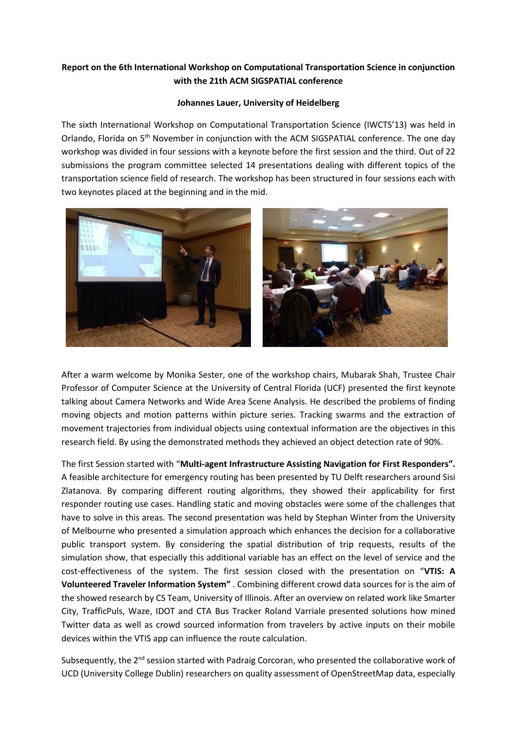**Report on the 6th International Workshop on Computational Transportation Science in conjunction with the 21th ACM SIGSPATIAL conference**

**Johannes Lauer, University of Heidelberg**

The sixth International Workshop on Computational Transportation Science (IWCTS'13) was held in Orlando, Florida on 5th November in conjunction with the ACM SIGSPATIAL conference. The one day workshop was divided in four sessions with a keynote before the first session and the third. Out of 22 submissions the program committee selected 14 presentations dealing with different topics of the transportation science field of research. The workshop has been structured in four sessions each with two keynotes placed at the beginning and in the mid.

After a warm welcome by Monika Sester, one of the workshop chairs, Mubarak Shah, Trustee Chair Professor of Computer Science at the University of Central Florida (UCF) presented the first keynote talking about Camera Networks and Wide Area Scene Analysis. He described the problems of finding moving objects and motion patterns within picture series. Tracking swarms and the extraction of movement trajectories from individual objects using contextual information are the objectives in this research field. By using the demonstrated methods they achieved an object detection rate of 90%.

The first Session started with "**Multi-agent Infrastructure Assisting Navigation for First Responders".** A feasible architecture for emergency routing has been presented by TU Delft researchers around Sisi Zlatanova. By comparing different routing algorithms, they showed their applicability for first responder routing use cases. Handling static and moving obstacles were some of the challenges that have to solve in this areas. The second presentation was held by Stephan Winter from the University of Melbourne who presented a simulation approach which enhances the decision for a collaborative public transport system. By considering the spatial distribution of trip requests, results of the simulation show, that especially this additional variable has an effect on the level of service and the cost-effectiveness of the system. The first session closed with the presentation on "**VTIS: A Volunteered Traveler Information System"** . Combining different crowd data sources for is the aim of the showed research by CS Team, University of Illinois. After an overview on related work like Smarter City, TrafficPuls, Waze, IDOT and CTA Bus Tracker Roland Varriale presented solutions how mined Twitter data as well as crowd sourced information from travelers by active inputs on their mobile devices within the VTIS app can influence the route calculation.

Subsequently, the 2nd session started with Padraig Corcoran, who presented the collaborative work of UCD (University College Dublin) researchers on quality assessment of OpenStreetMap data, especially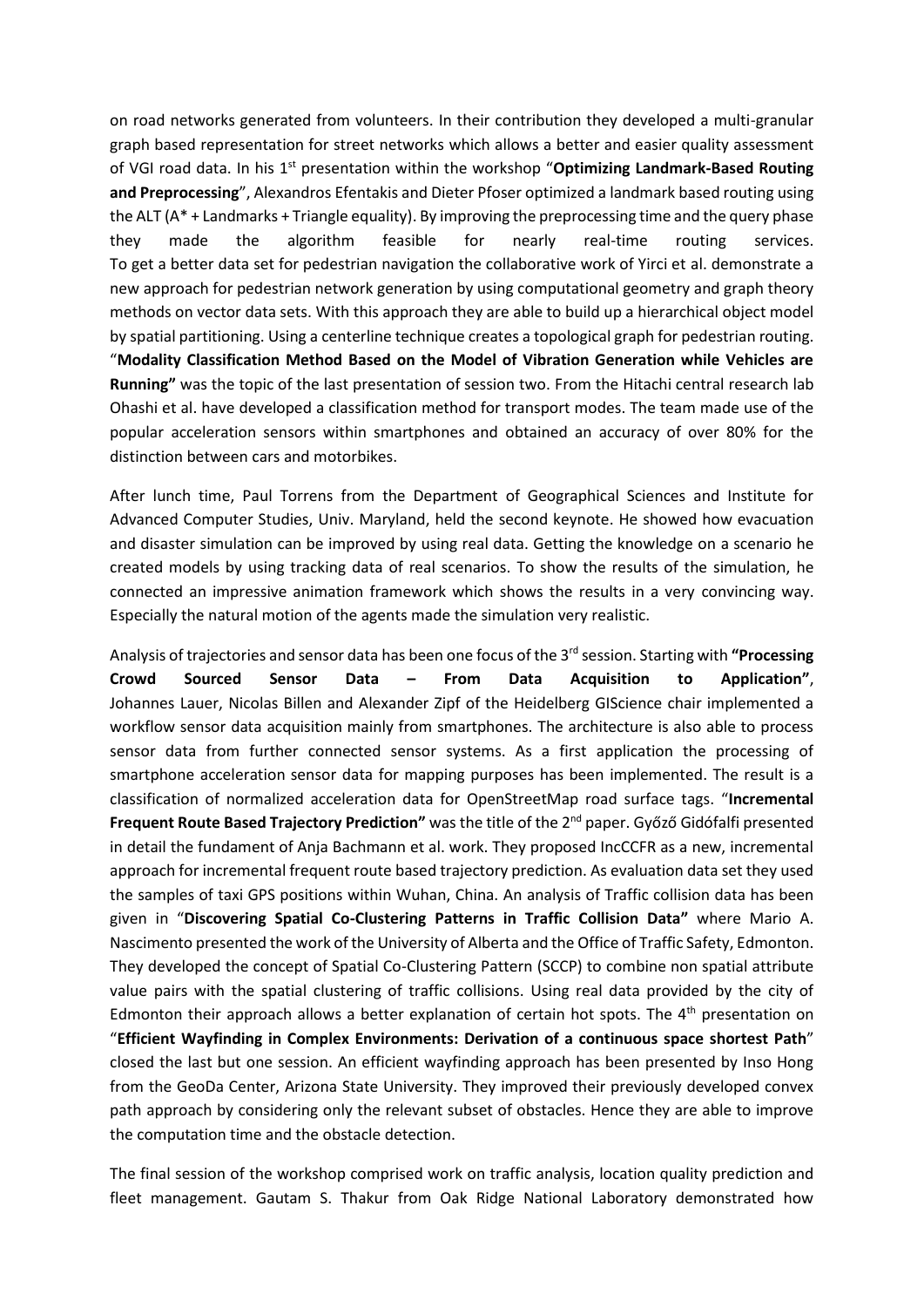on road networks generated from volunteers. In their contribution they developed a multi-granular graph based representation for street networks which allows a better and easier quality assessment of VGI road data. In his 1st presentation within the workshop "**Optimizing Landmark-Based Routing and Preprocessing**", Alexandros Efentakis and Dieter Pfoser optimized a landmark based routing using the ALT (A* + Landmarks + Triangle equality). By improving the preprocessing time and the query phase they made the algorithm feasible for nearly real-time routing services. To get a better data set for pedestrian navigation the collaborative work of Yirci et al. demonstrate a new approach for pedestrian network generation by using computational geometry and graph theory methods on vector data sets. With this approach they are able to build up a hierarchical object model by spatial partitioning. Using a centerline technique creates a topological graph for pedestrian routing. "**Modality Classification Method Based on the Model of Vibration Generation while Vehicles are Running"** was the topic of the last presentation of session two. From the Hitachi central research lab Ohashi et al. have developed a classification method for transport modes. The team made use of the popular acceleration sensors within smartphones and obtained an accuracy of over 80% for the distinction between cars and motorbikes.

After lunch time, Paul Torrens from the Department of Geographical Sciences and Institute for Advanced Computer Studies, Univ. Maryland, held the second keynote. He showed how evacuation and disaster simulation can be improved by using real data. Getting the knowledge on a scenario he created models by using tracking data of real scenarios. To show the results of the simulation, he connected an impressive animation framework which shows the results in a very convincing way. Especially the natural motion of the agents made the simulation very realistic.

Analysis of trajectories and sensor data has been one focus of the 3rd session. Starting with **"Processing Crowd Sourced Sensor Data – From Data Acquisition to Application"**, Johannes Lauer, Nicolas Billen and Alexander Zipf of the Heidelberg GIScience chair implemented a workflow sensor data acquisition mainly from smartphones. The architecture is also able to process sensor data from further connected sensor systems. As a first application the processing of smartphone acceleration sensor data for mapping purposes has been implemented. The result is a classification of normalized acceleration data for OpenStreetMap road surface tags. "**Incremental Frequent Route Based Trajectory Prediction"** was the title of the 2nd paper. Győző Gidófalfi presented in detail the fundament of Anja Bachmann et al. work. They proposed IncCCFR as a new, incremental approach for incremental frequent route based trajectory prediction. As evaluation data set they used the samples of taxi GPS positions within Wuhan, China. An analysis of Traffic collision data has been given in "**Discovering Spatial Co-Clustering Patterns in Traffic Collision Data"** where Mario A. Nascimento presented the work of the University of Alberta and the Office of Traffic Safety, Edmonton. They developed the concept of Spatial Co-Clustering Pattern (SCCP) to combine non spatial attribute value pairs with the spatial clustering of traffic collisions. Using real data provided by the city of Edmonton their approach allows a better explanation of certain hot spots. The 4th presentation on "**Efficient Wayfinding in Complex Environments: Derivation of a continuous space shortest Path**" closed the last but one session. An efficient wayfinding approach has been presented by Inso Hong from the GeoDa Center, Arizona State University. They improved their previously developed convex path approach by considering only the relevant subset of obstacles. Hence they are able to improve the computation time and the obstacle detection.

The final session of the workshop comprised work on traffic analysis, location quality prediction and fleet management. Gautam S. Thakur from Oak Ridge National Laboratory demonstrated how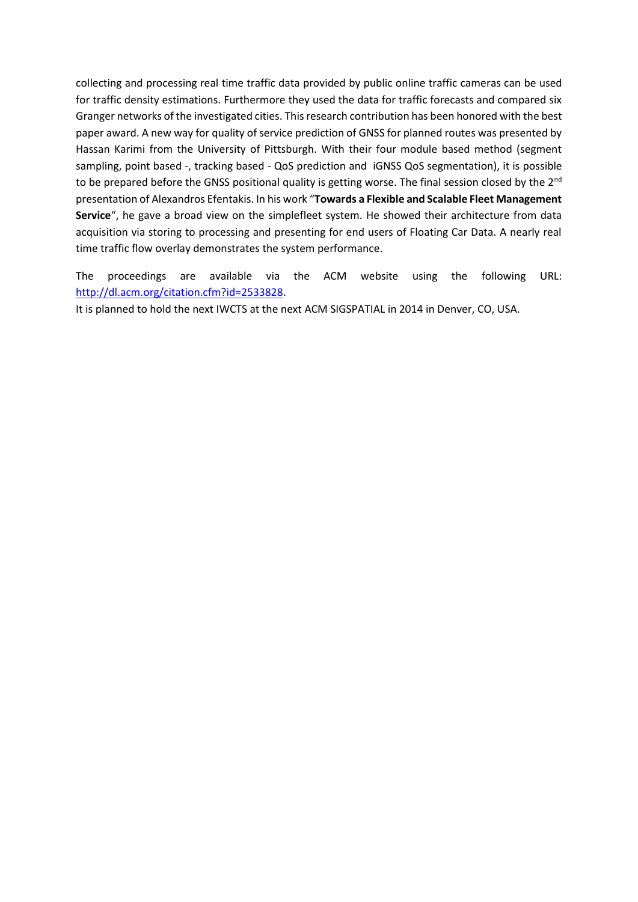collecting and processing real time traffic data provided by public online traffic cameras can be used for traffic density estimations. Furthermore they used the data for traffic forecasts and compared six Granger networks of the investigated cities. This research contribution has been honored with the best paper award. A new way for quality of service prediction of GNSS for planned routes was presented by Hassan Karimi from the University of Pittsburgh. With their four module based method (segment sampling, point based -, tracking based - QoS prediction and iGNSS QoS segmentation), it is possible to be prepared before the GNSS positional quality is getting worse. The final session closed by the 2nd presentation of Alexandros Efentakis. In his work "**Towards a Flexible and Scalable Fleet Management Service**", he gave a broad view on the simplefleet system. He showed their architecture from data acquisition via storing to processing and presenting for end users of Floating Car Data. A nearly real time traffic flow overlay demonstrates the system performance.

The proceedings are available via the ACM website using the following URL: [http://dl.acm.org/citation.cfm?id=2533828](http://dl.acm.org/citation.cfm?id=2533828).

It is planned to hold the next IWCTS at the next ACM SIGSPATIAL in 2014 in Denver, CO, USA.